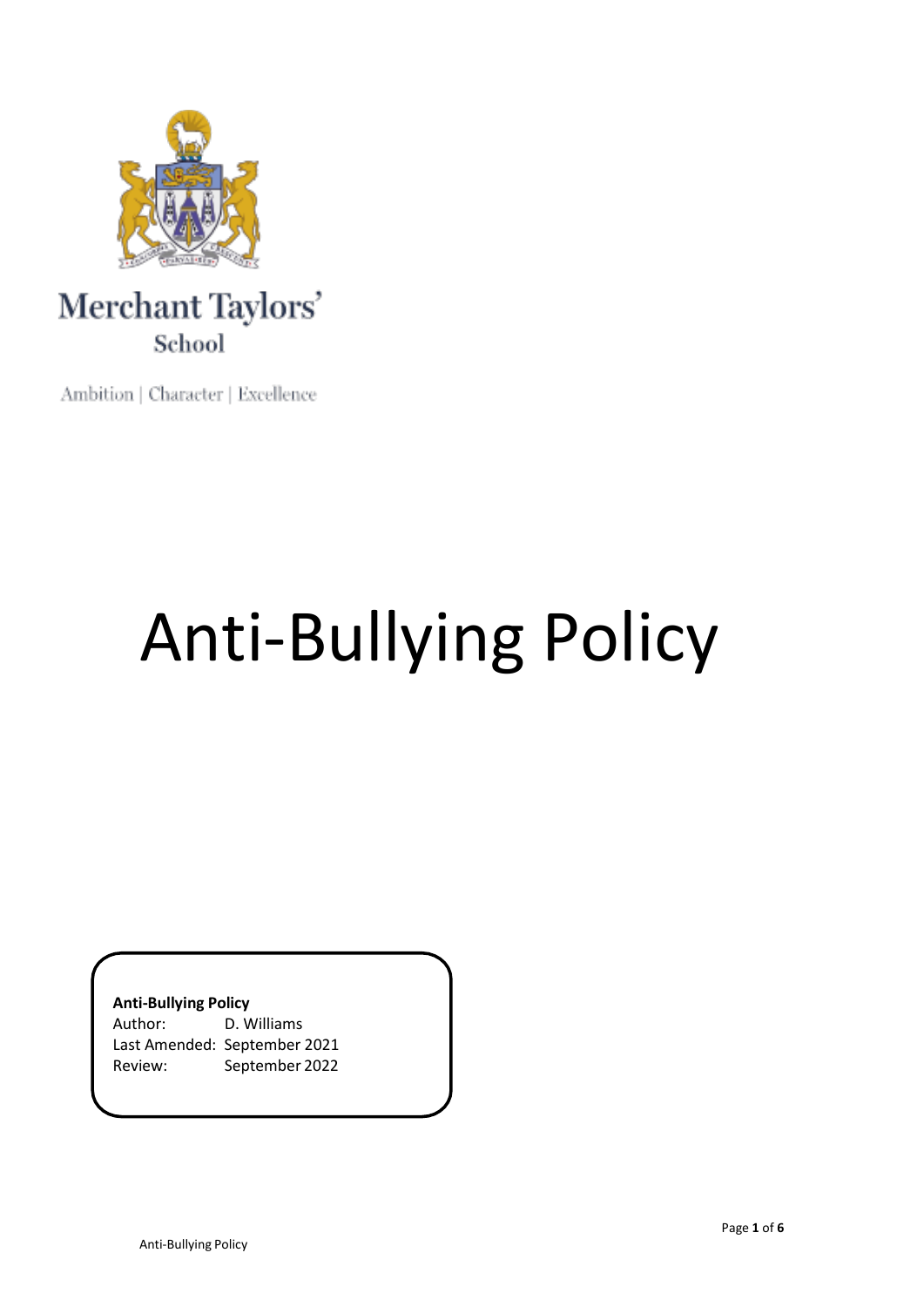Merchant Taylors' School

Ambition | Character | Excellence

# Anti-Bullying Policy

**Anti-Bullying Policy**
Author: D. Williams
Last Amended: September 2021
Review: September 2022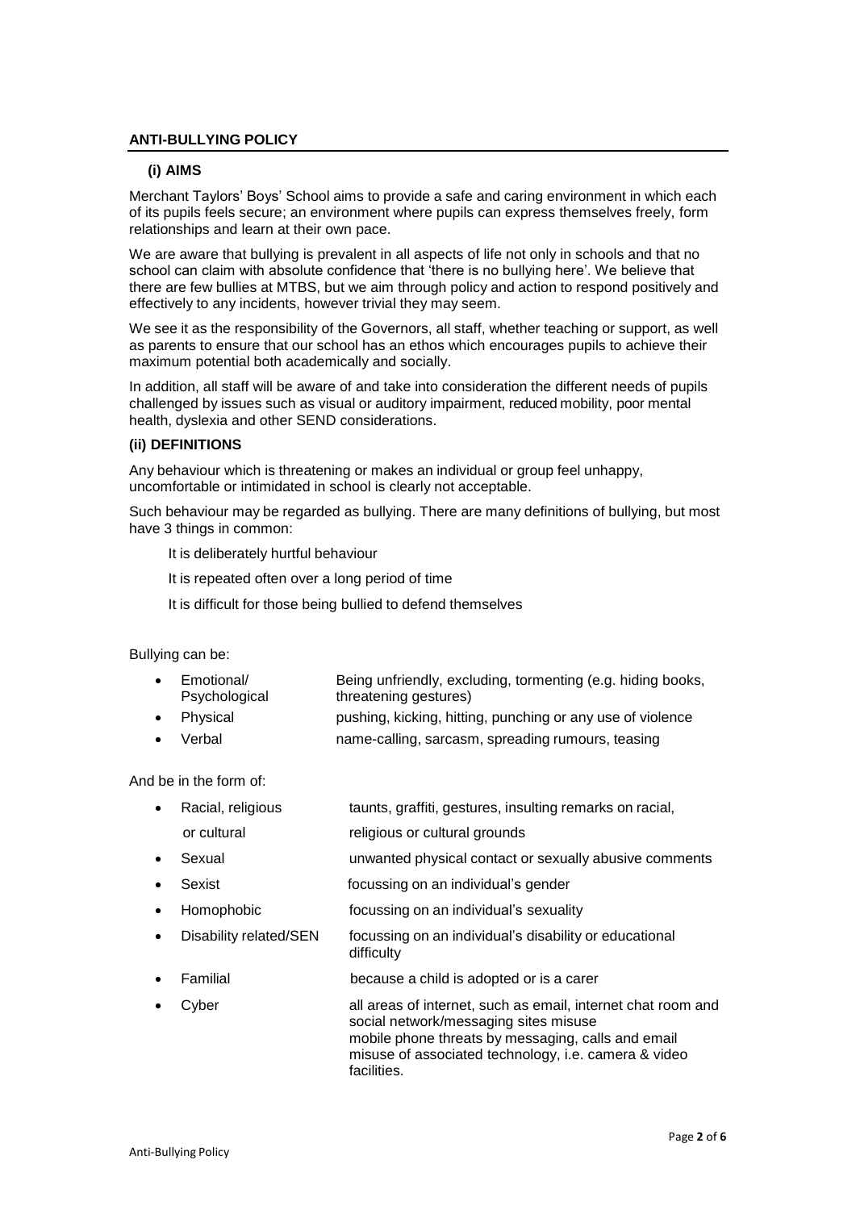## ANTI-BULLYING POLICY

### (i) AIMS

Merchant Taylors' Boys' School aims to provide a safe and caring environment in which each of its pupils feels secure; an environment where pupils can express themselves freely, form relationships and learn at their own pace.

We are aware that bullying is prevalent in all aspects of life not only in schools and that no school can claim with absolute confidence that 'there is no bullying here'. We believe that there are few bullies at MTBS, but we aim through policy and action to respond positively and effectively to any incidents, however trivial they may seem.

We see it as the responsibility of the Governors, all staff, whether teaching or support, as well as parents to ensure that our school has an ethos which encourages pupils to achieve their maximum potential both academically and socially.

In addition, all staff will be aware of and take into consideration the different needs of pupils challenged by issues such as visual or auditory impairment, reduced mobility, poor mental health, dyslexia and other SEND considerations.

### (ii) DEFINITIONS

Any behaviour which is threatening or makes an individual or group feel unhappy, uncomfortable or intimidated in school is clearly not acceptable.

Such behaviour may be regarded as bullying. There are many definitions of bullying, but most have 3 things in common:

It is deliberately hurtful behaviour

It is repeated often over a long period of time

It is difficult for those being bullied to defend themselves

Bullying can be:

- **Emotional/ Psychological** — Being unfriendly, excluding, tormenting (e.g. hiding books, threatening gestures)
- **Physical** — pushing, kicking, hitting, punching or any use of violence
- **Verbal** — name-calling, sarcasm, spreading rumours, teasing

And be in the form of:

- **Racial, religious or cultural** — taunts, graffiti, gestures, insulting remarks on racial, religious or cultural grounds
- **Sexual** — unwanted physical contact or sexually abusive comments
- **Sexist** — focussing on an individual's gender
- **Homophobic** — focussing on an individual's sexuality
- **Disability related/SEN** — focussing on an individual's disability or educational difficulty
- **Familial** — because a child is adopted or is a carer
- **Cyber** — all areas of internet, such as email, internet chat room and social network/messaging sites misuse
  mobile phone threats by messaging, calls and email
  misuse of associated technology, i.e. camera & video facilities.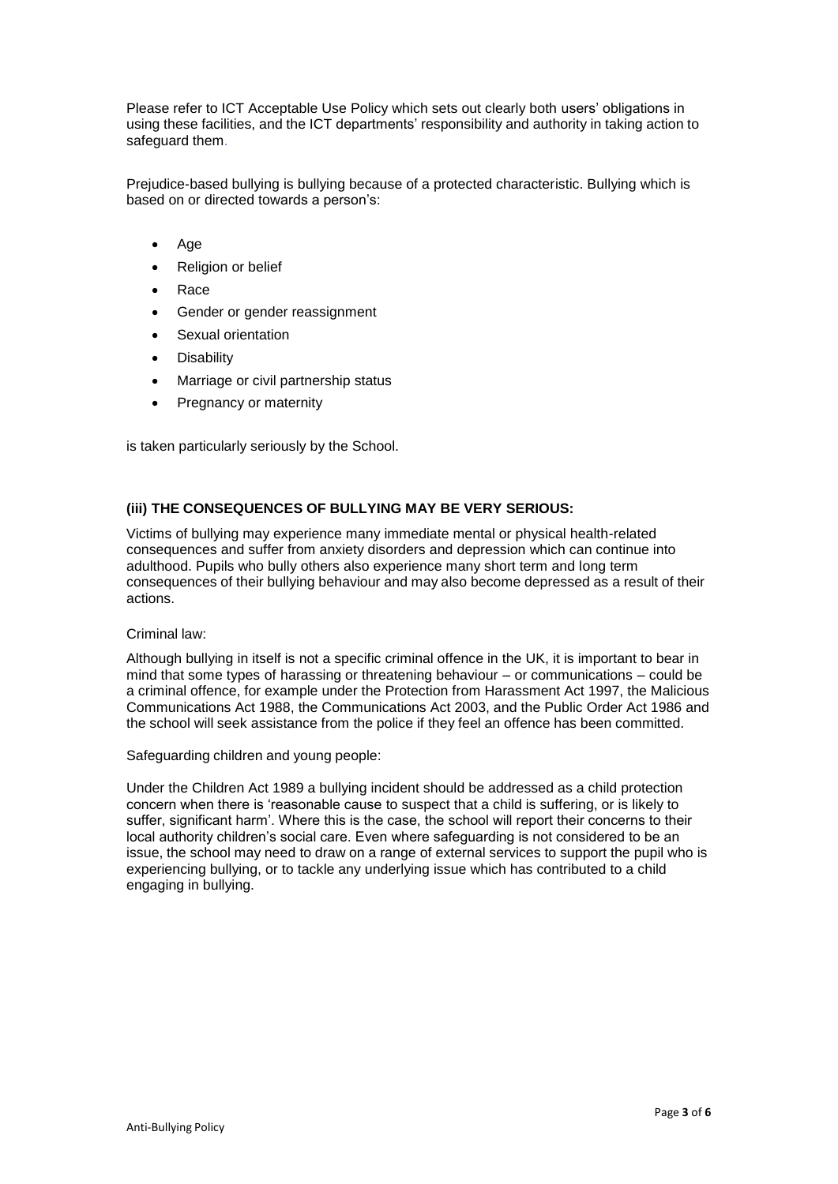Please refer to ICT Acceptable Use Policy which sets out clearly both users' obligations in using these facilities, and the ICT departments' responsibility and authority in taking action to safeguard them.

Prejudice-based bullying is bullying because of a protected characteristic. Bullying which is based on or directed towards a person's:

- Age
- Religion or belief
- Race
- Gender or gender reassignment
- Sexual orientation
- Disability
- Marriage or civil partnership status
- Pregnancy or maternity

is taken particularly seriously by the School.

### (iii) THE CONSEQUENCES OF BULLYING MAY BE VERY SERIOUS:

Victims of bullying may experience many immediate mental or physical health-related consequences and suffer from anxiety disorders and depression which can continue into adulthood. Pupils who bully others also experience many short term and long term consequences of their bullying behaviour and may also become depressed as a result of their actions.

Criminal law:

Although bullying in itself is not a specific criminal offence in the UK, it is important to bear in mind that some types of harassing or threatening behaviour – or communications – could be a criminal offence, for example under the Protection from Harassment Act 1997, the Malicious Communications Act 1988, the Communications Act 2003, and the Public Order Act 1986 and the school will seek assistance from the police if they feel an offence has been committed.

Safeguarding children and young people:

Under the Children Act 1989 a bullying incident should be addressed as a child protection concern when there is 'reasonable cause to suspect that a child is suffering, or is likely to suffer, significant harm'. Where this is the case, the school will report their concerns to their local authority children's social care. Even where safeguarding is not considered to be an issue, the school may need to draw on a range of external services to support the pupil who is experiencing bullying, or to tackle any underlying issue which has contributed to a child engaging in bullying.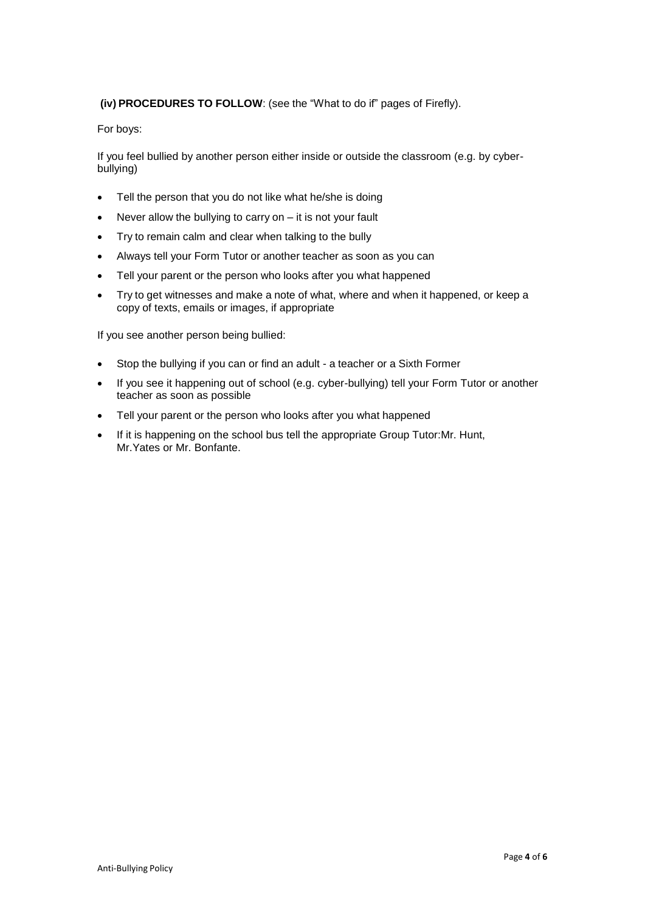**(iv) PROCEDURES TO FOLLOW**: (see the "What to do if" pages of Firefly).

For boys:

If you feel bullied by another person either inside or outside the classroom (e.g. by cyber-bullying)

- Tell the person that you do not like what he/she is doing
- Never allow the bullying to carry on – it is not your fault
- Try to remain calm and clear when talking to the bully
- Always tell your Form Tutor or another teacher as soon as you can
- Tell your parent or the person who looks after you what happened
- Try to get witnesses and make a note of what, where and when it happened, or keep a copy of texts, emails or images, if appropriate

If you see another person being bullied:

- Stop the bullying if you can or find an adult - a teacher or a Sixth Former
- If you see it happening out of school (e.g. cyber-bullying) tell your Form Tutor or another teacher as soon as possible
- Tell your parent or the person who looks after you what happened
- If it is happening on the school bus tell the appropriate Group Tutor:Mr. Hunt, Mr.Yates or Mr. Bonfante.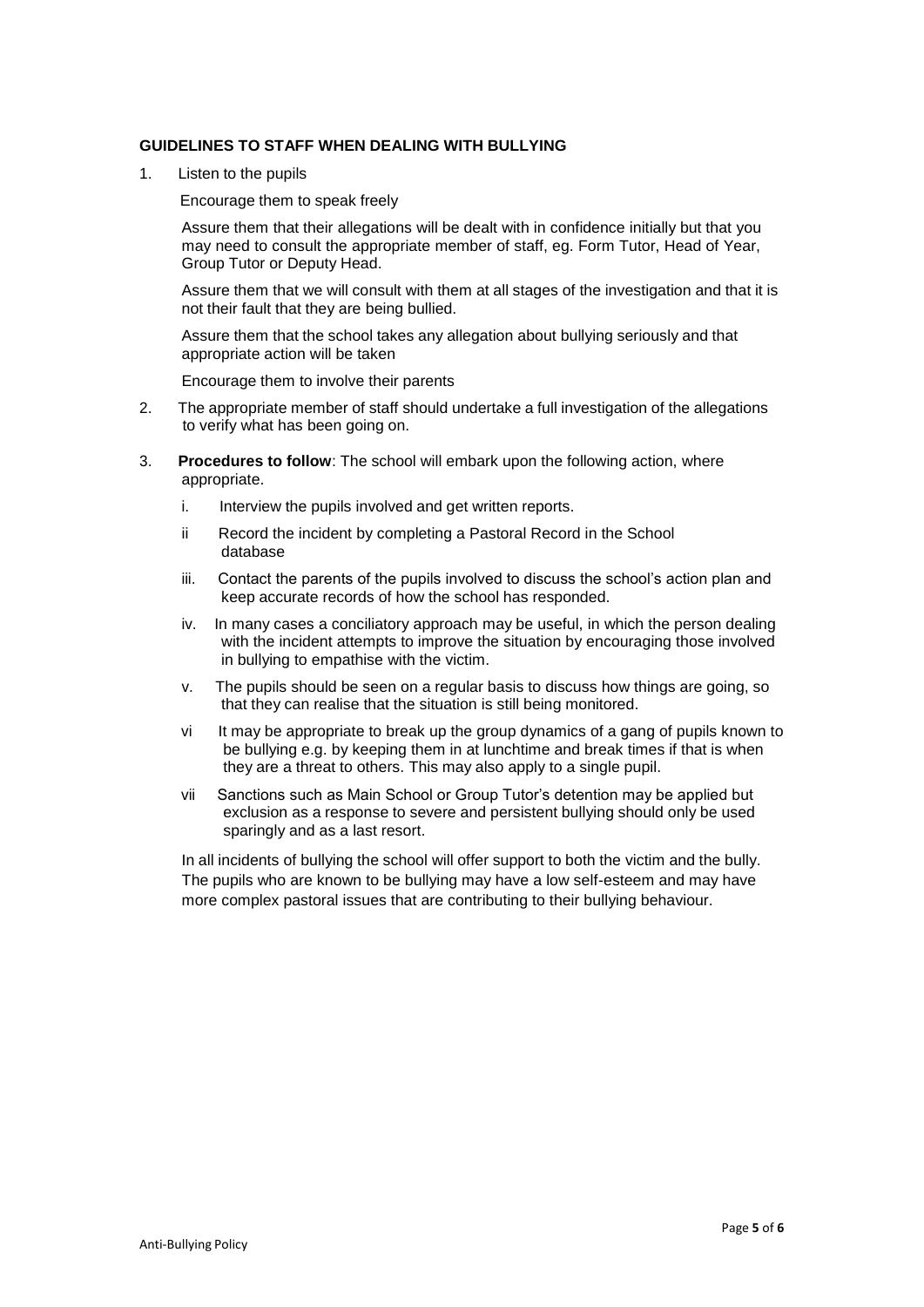**GUIDELINES TO STAFF WHEN DEALING WITH BULLYING**

1. Listen to the pupils

   Encourage them to speak freely

   Assure them that their allegations will be dealt with in confidence initially but that you may need to consult the appropriate member of staff, eg. Form Tutor, Head of Year, Group Tutor or Deputy Head.

   Assure them that we will consult with them at all stages of the investigation and that it is not their fault that they are being bullied.

   Assure them that the school takes any allegation about bullying seriously and that appropriate action will be taken

   Encourage them to involve their parents

2. The appropriate member of staff should undertake a full investigation of the allegations to verify what has been going on.

3. **Procedures to follow**: The school will embark upon the following action, where appropriate.

   i. Interview the pupils involved and get written reports.

   ii Record the incident by completing a Pastoral Record in the School database

   iii. Contact the parents of the pupils involved to discuss the school's action plan and keep accurate records of how the school has responded.

   iv. In many cases a conciliatory approach may be useful, in which the person dealing with the incident attempts to improve the situation by encouraging those involved in bullying to empathise with the victim.

   v. The pupils should be seen on a regular basis to discuss how things are going, so that they can realise that the situation is still being monitored.

   vi It may be appropriate to break up the group dynamics of a gang of pupils known to be bullying e.g. by keeping them in at lunchtime and break times if that is when they are a threat to others. This may also apply to a single pupil.

   vii Sanctions such as Main School or Group Tutor's detention may be applied but exclusion as a response to severe and persistent bullying should only be used sparingly and as a last resort.

   In all incidents of bullying the school will offer support to both the victim and the bully. The pupils who are known to be bullying may have a low self-esteem and may have more complex pastoral issues that are contributing to their bullying behaviour.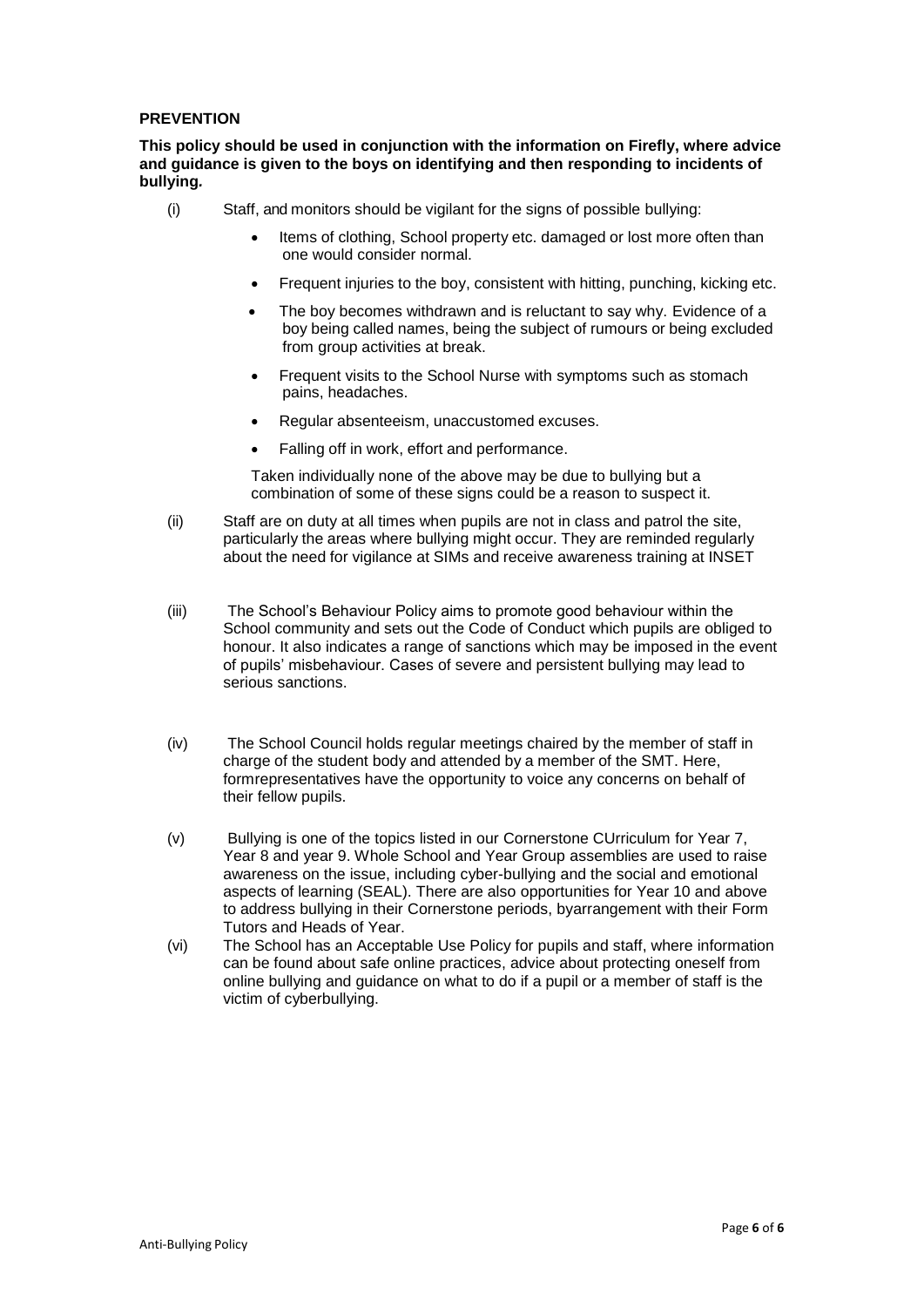## PREVENTION

**This policy should be used in conjunction with the information on Firefly, where advice and guidance is given to the boys on identifying and then responding to incidents of bullying.**

(i) Staff, and monitors should be vigilant for the signs of possible bullying:

- Items of clothing, School property etc. damaged or lost more often than one would consider normal.
- Frequent injuries to the boy, consistent with hitting, punching, kicking etc.
- The boy becomes withdrawn and is reluctant to say why. Evidence of a boy being called names, being the subject of rumours or being excluded from group activities at break.
- Frequent visits to the School Nurse with symptoms such as stomach pains, headaches.
- Regular absenteeism, unaccustomed excuses.
- Falling off in work, effort and performance.

Taken individually none of the above may be due to bullying but a combination of some of these signs could be a reason to suspect it.

(ii) Staff are on duty at all times when pupils are not in class and patrol the site, particularly the areas where bullying might occur. They are reminded regularly about the need for vigilance at SIMs and receive awareness training at INSET

(iii) The School's Behaviour Policy aims to promote good behaviour within the School community and sets out the Code of Conduct which pupils are obliged to honour. It also indicates a range of sanctions which may be imposed in the event of pupils' misbehaviour. Cases of severe and persistent bullying may lead to serious sanctions.

(iv) The School Council holds regular meetings chaired by the member of staff in charge of the student body and attended by a member of the SMT. Here, formrepresentatives have the opportunity to voice any concerns on behalf of their fellow pupils.

(v) Bullying is one of the topics listed in our Cornerstone CUrriculum for Year 7, Year 8 and year 9. Whole School and Year Group assemblies are used to raise awareness on the issue, including cyber-bullying and the social and emotional aspects of learning (SEAL). There are also opportunities for Year 10 and above to address bullying in their Cornerstone periods, byarrangement with their Form Tutors and Heads of Year.

(vi) The School has an Acceptable Use Policy for pupils and staff, where information can be found about safe online practices, advice about protecting oneself from online bullying and guidance on what to do if a pupil or a member of staff is the victim of cyberbullying.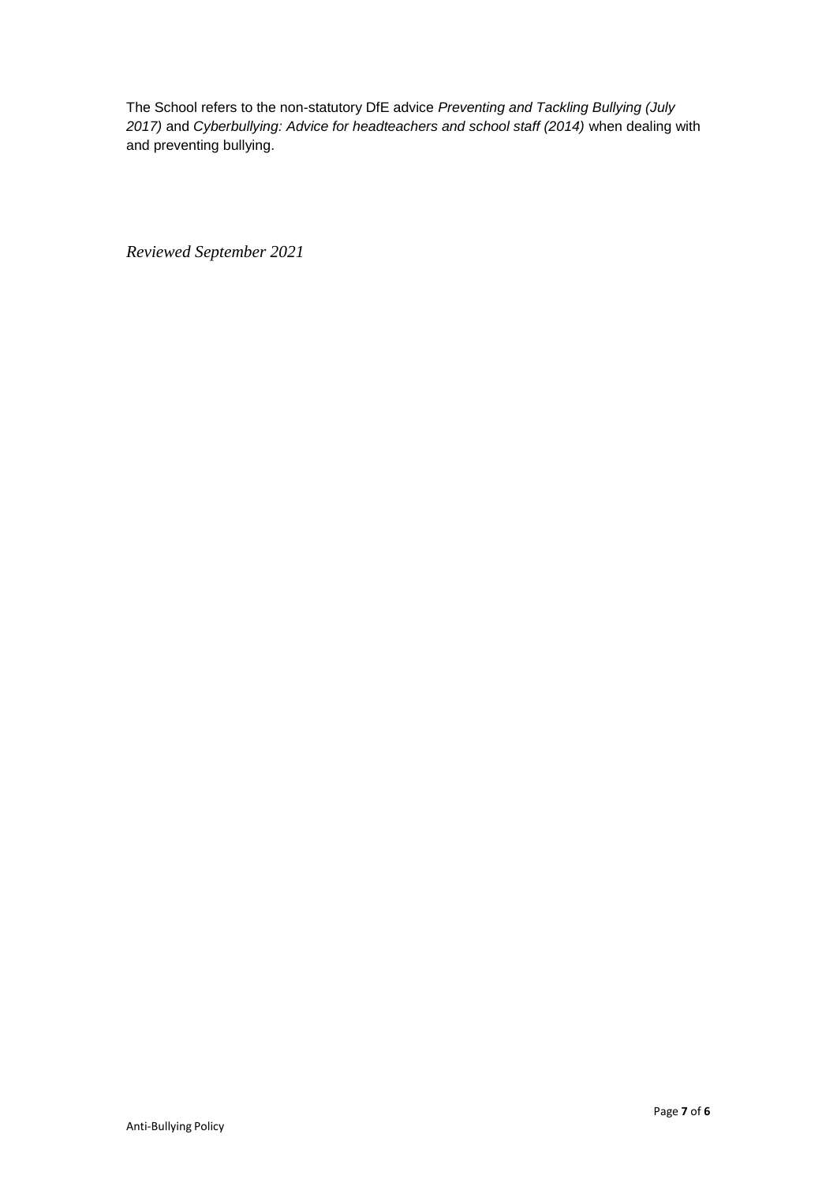The School refers to the non-statutory DfE advice *Preventing and Tackling Bullying (July 2017)* and *Cyberbullying: Advice for headteachers and school staff (2014)* when dealing with and preventing bullying.

*Reviewed September 2021*